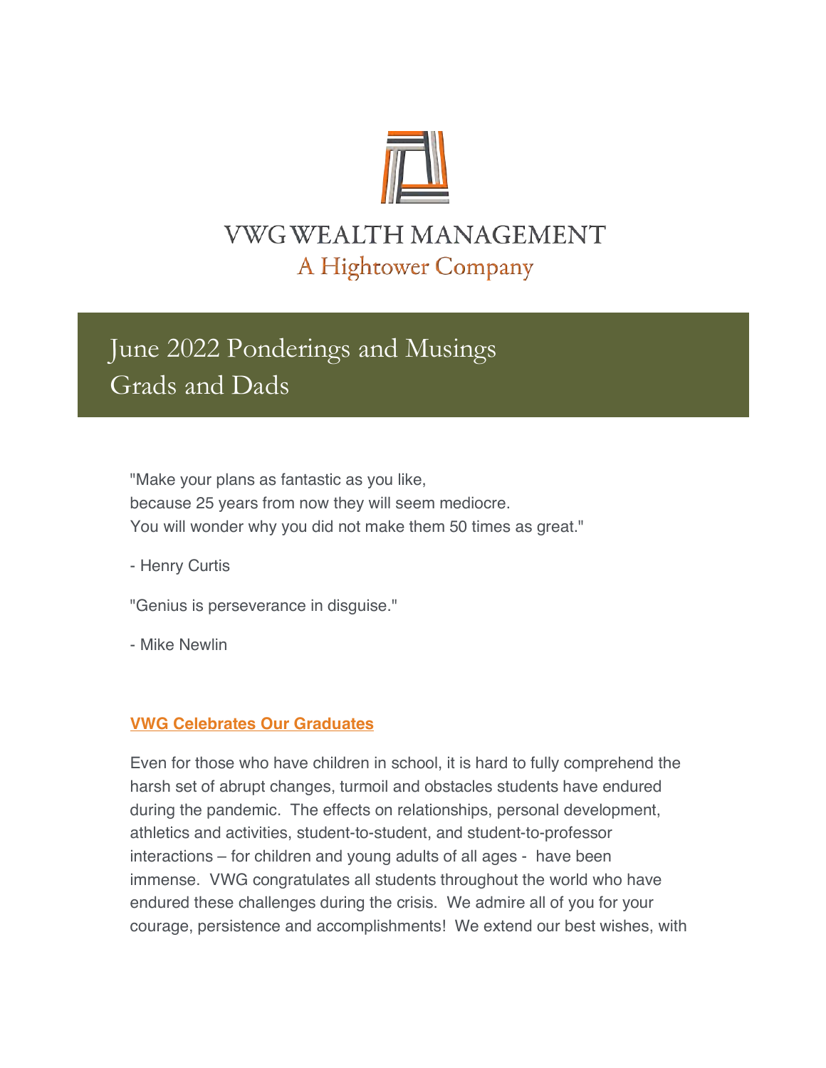VWG WEALTH MANAGEMENT

A Hightower Company

# June 2022 Ponderings and Musings
# Grads and Dads

"Make your plans as fantastic as you like,
because 25 years from now they will seem mediocre.
You will wonder why you did not make them 50 times as great."

- Henry Curtis

"Genius is perseverance in disguise."

- Mike Newlin

## **VWG Celebrates Our Graduates**

Even for those who have children in school, it is hard to fully comprehend the harsh set of abrupt changes, turmoil and obstacles students have endured during the pandemic. The effects on relationships, personal development, athletics and activities, student-to-student, and student-to-professor interactions – for children and young adults of all ages - have been immense. VWG congratulates all students throughout the world who have endured these challenges during the crisis. We admire all of you for your courage, persistence and accomplishments! We extend our best wishes, with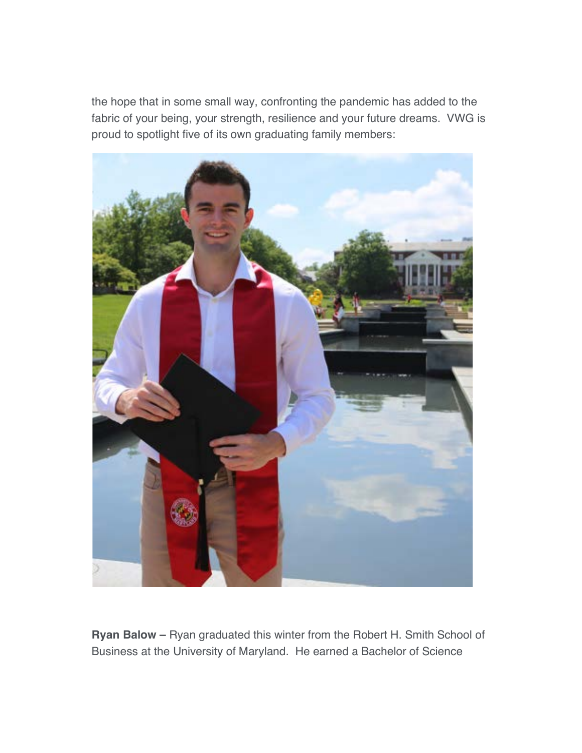the hope that in some small way, confronting the pandemic has added to the fabric of your being, your strength, resilience and your future dreams.  VWG is proud to spotlight five of its own graduating family members:

**Ryan Balow –** Ryan graduated this winter from the Robert H. Smith School of Business at the University of Maryland.  He earned a Bachelor of Science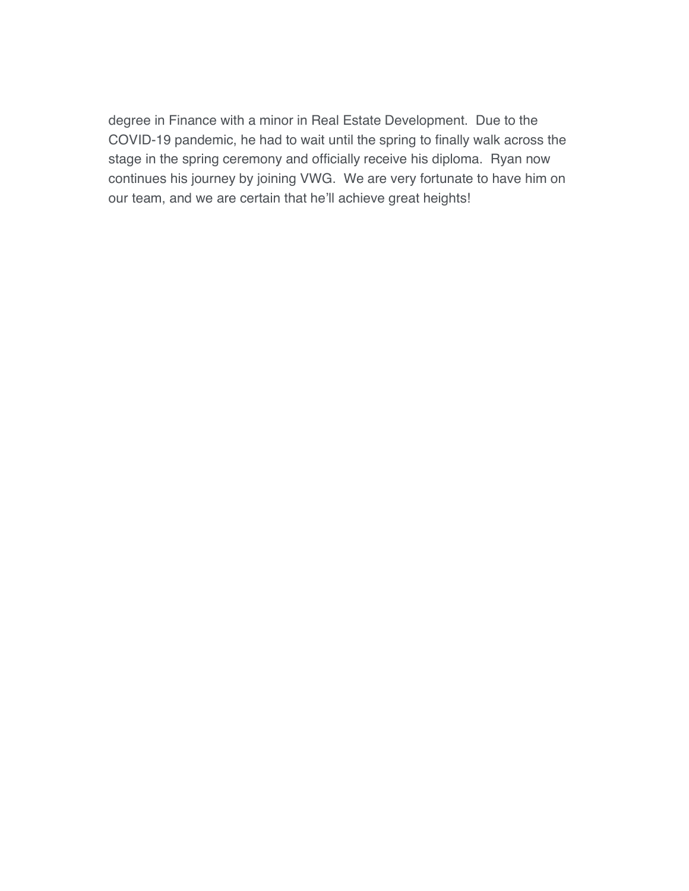degree in Finance with a minor in Real Estate Development.  Due to the COVID-19 pandemic, he had to wait until the spring to finally walk across the stage in the spring ceremony and officially receive his diploma.  Ryan now continues his journey by joining VWG.  We are very fortunate to have him on our team, and we are certain that he'll achieve great heights!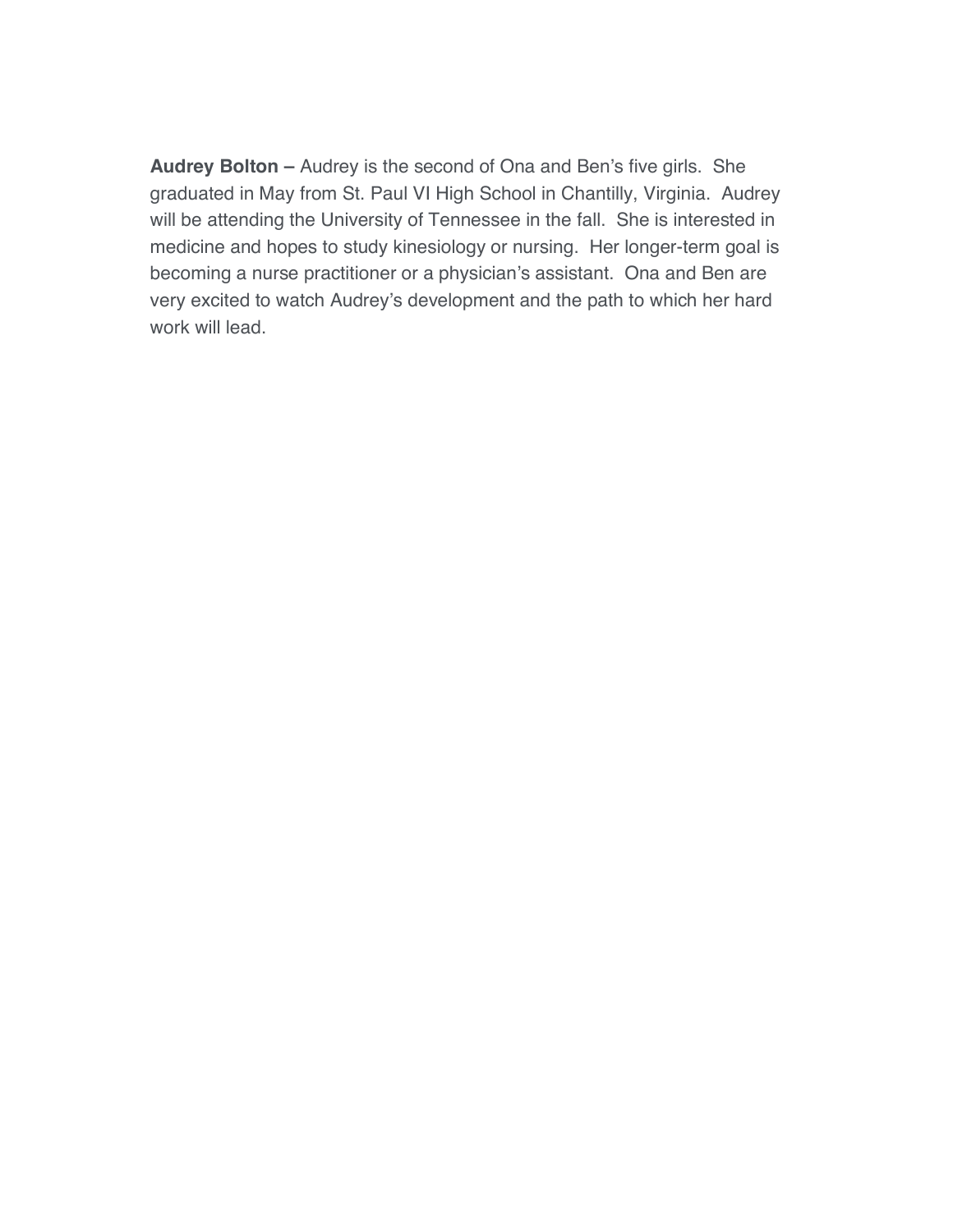**Audrey Bolton –** Audrey is the second of Ona and Ben's five girls. She graduated in May from St. Paul VI High School in Chantilly, Virginia. Audrey will be attending the University of Tennessee in the fall. She is interested in medicine and hopes to study kinesiology or nursing. Her longer-term goal is becoming a nurse practitioner or a physician's assistant. Ona and Ben are very excited to watch Audrey's development and the path to which her hard work will lead.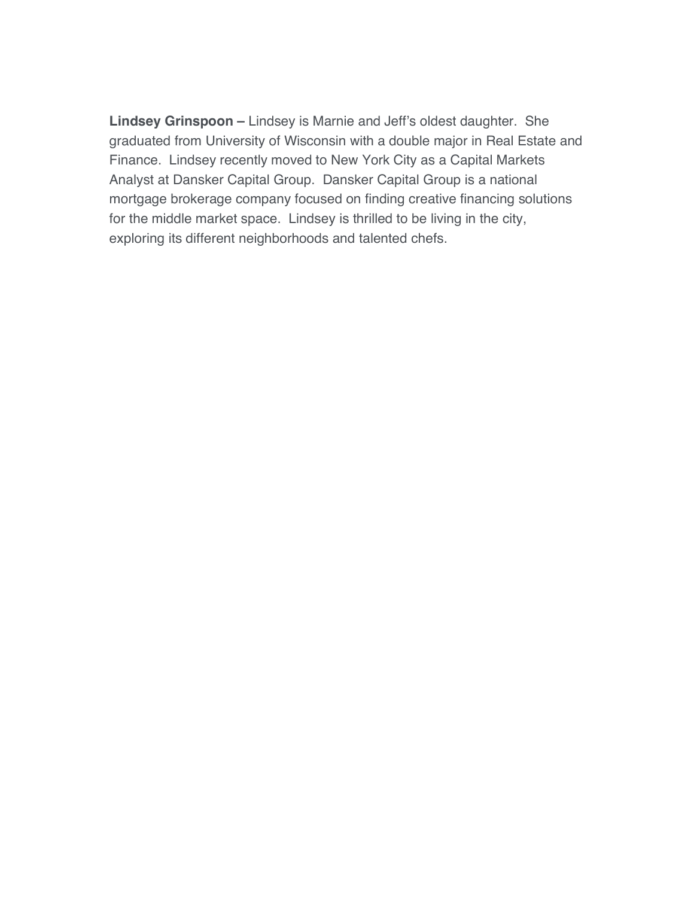**Lindsey Grinspoon –** Lindsey is Marnie and Jeff's oldest daughter. She graduated from University of Wisconsin with a double major in Real Estate and Finance. Lindsey recently moved to New York City as a Capital Markets Analyst at Dansker Capital Group. Dansker Capital Group is a national mortgage brokerage company focused on finding creative financing solutions for the middle market space. Lindsey is thrilled to be living in the city, exploring its different neighborhoods and talented chefs.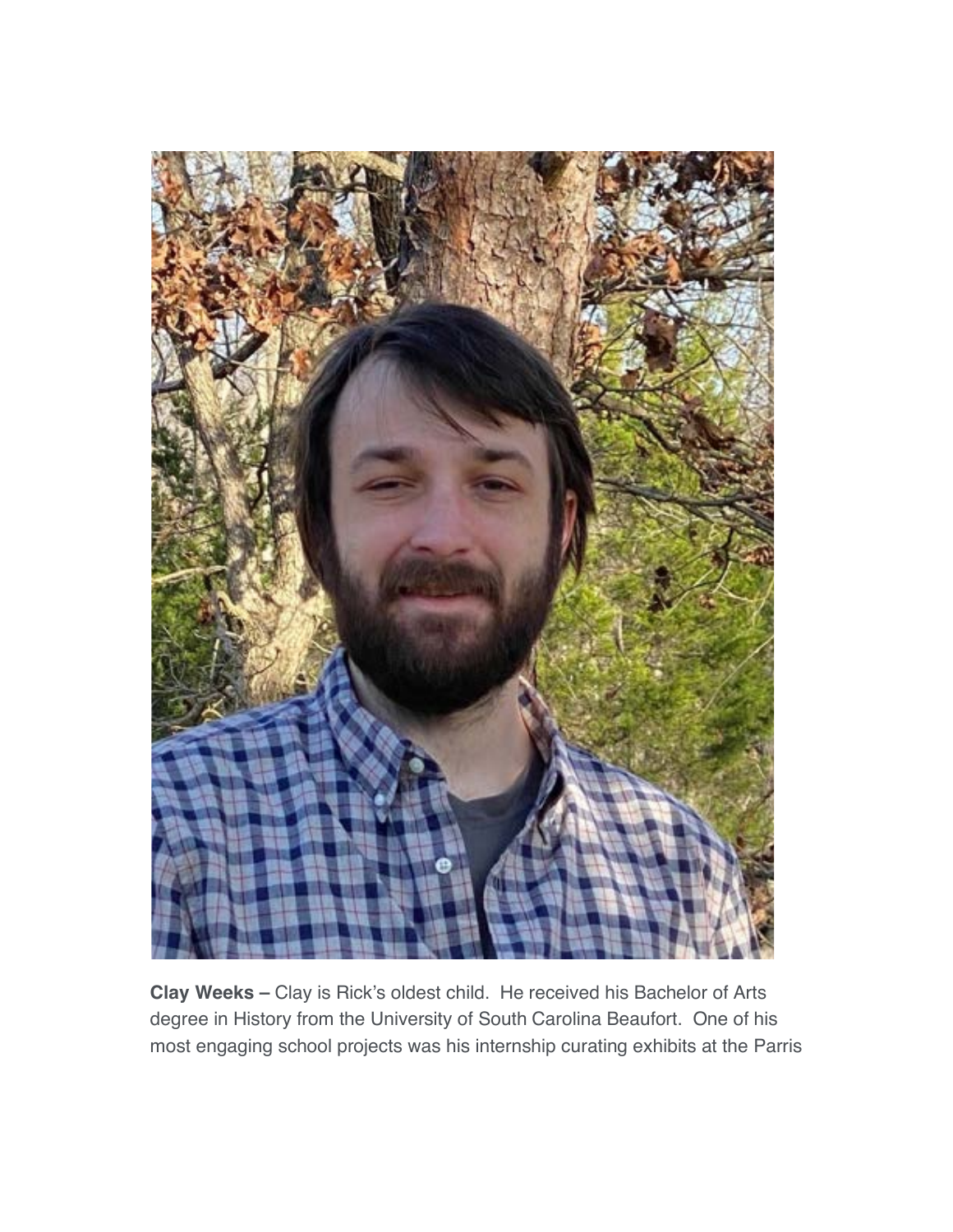**Clay Weeks –** Clay is Rick's oldest child. He received his Bachelor of Arts degree in History from the University of South Carolina Beaufort. One of his most engaging school projects was his internship curating exhibits at the Parris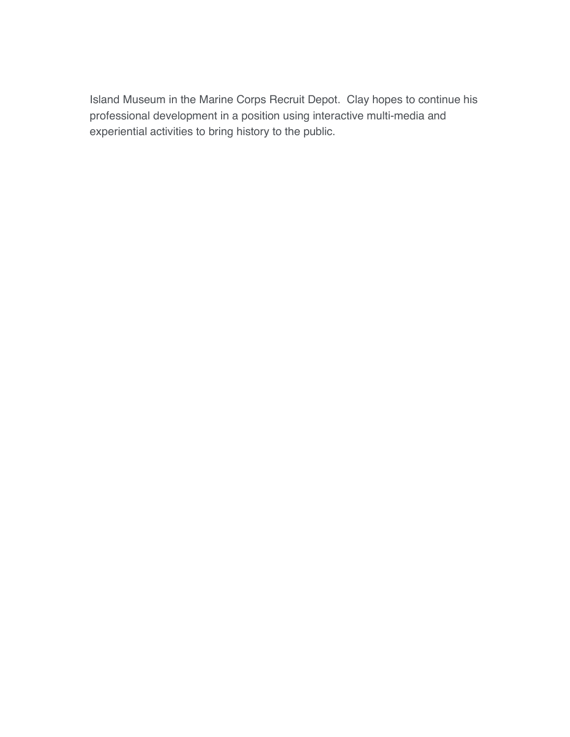Island Museum in the Marine Corps Recruit Depot.  Clay hopes to continue his professional development in a position using interactive multi-media and experiential activities to bring history to the public.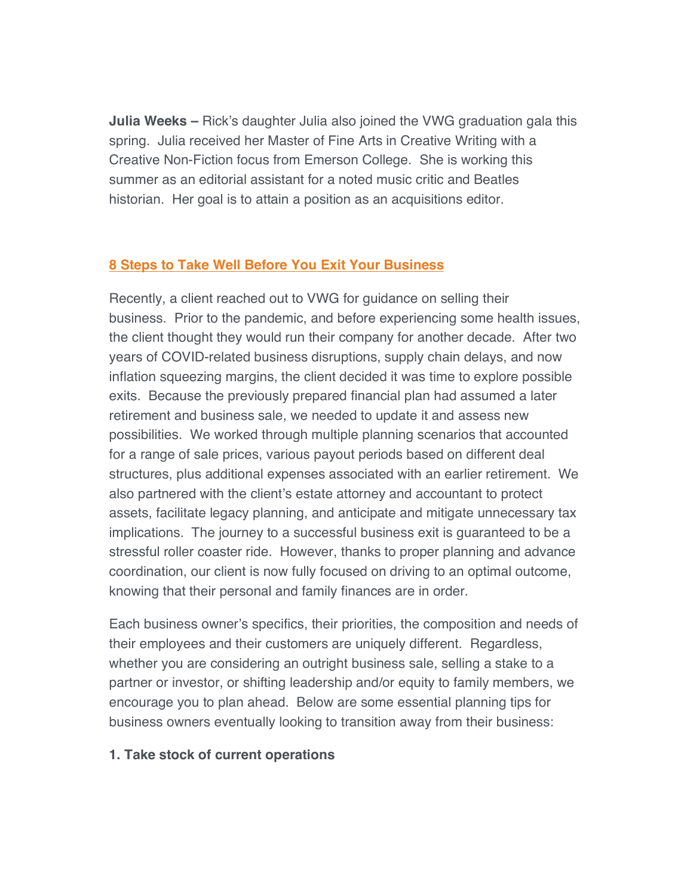**Julia Weeks –** Rick's daughter Julia also joined the VWG graduation gala this spring. Julia received her Master of Fine Arts in Creative Writing with a Creative Non-Fiction focus from Emerson College. She is working this summer as an editorial assistant for a noted music critic and Beatles historian. Her goal is to attain a position as an acquisitions editor.

## 8 Steps to Take Well Before You Exit Your Business

Recently, a client reached out to VWG for guidance on selling their business. Prior to the pandemic, and before experiencing some health issues, the client thought they would run their company for another decade. After two years of COVID-related business disruptions, supply chain delays, and now inflation squeezing margins, the client decided it was time to explore possible exits. Because the previously prepared financial plan had assumed a later retirement and business sale, we needed to update it and assess new possibilities. We worked through multiple planning scenarios that accounted for a range of sale prices, various payout periods based on different deal structures, plus additional expenses associated with an earlier retirement. We also partnered with the client's estate attorney and accountant to protect assets, facilitate legacy planning, and anticipate and mitigate unnecessary tax implications. The journey to a successful business exit is guaranteed to be a stressful roller coaster ride. However, thanks to proper planning and advance coordination, our client is now fully focused on driving to an optimal outcome, knowing that their personal and family finances are in order.

Each business owner's specifics, their priorities, the composition and needs of their employees and their customers are uniquely different. Regardless, whether you are considering an outright business sale, selling a stake to a partner or investor, or shifting leadership and/or equity to family members, we encourage you to plan ahead. Below are some essential planning tips for business owners eventually looking to transition away from their business:

### 1. Take stock of current operations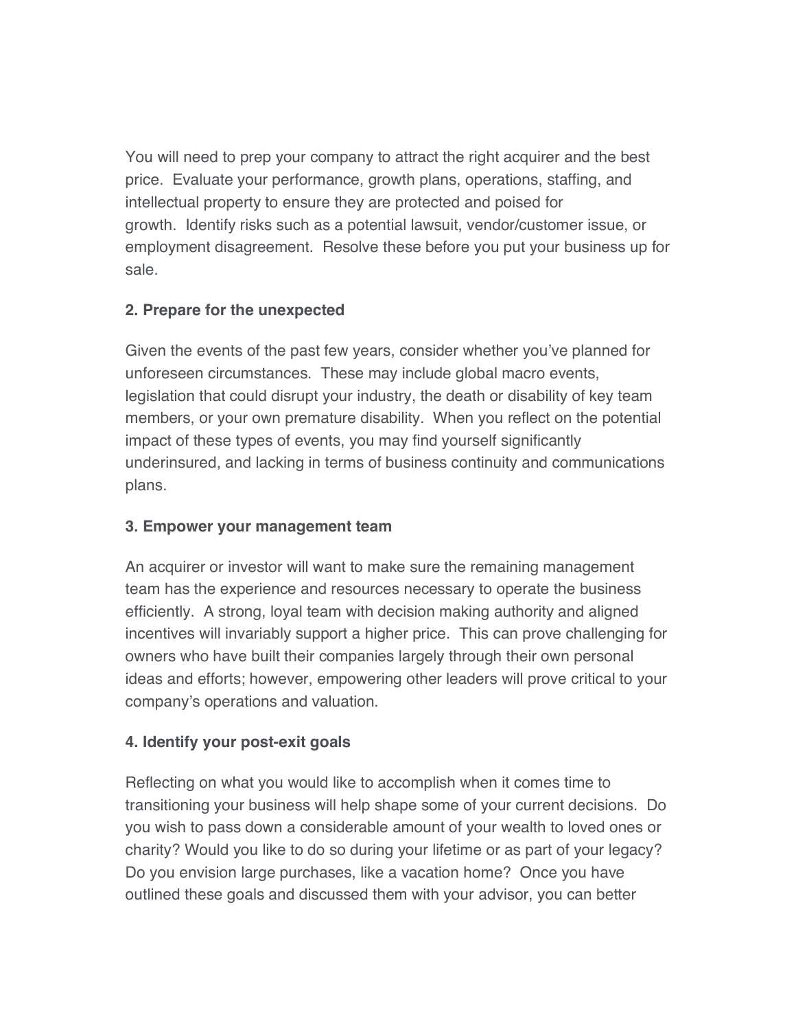You will need to prep your company to attract the right acquirer and the best price. Evaluate your performance, growth plans, operations, staffing, and intellectual property to ensure they are protected and poised for growth. Identify risks such as a potential lawsuit, vendor/customer issue, or employment disagreement. Resolve these before you put your business up for sale.

**2. Prepare for the unexpected**

Given the events of the past few years, consider whether you've planned for unforeseen circumstances. These may include global macro events, legislation that could disrupt your industry, the death or disability of key team members, or your own premature disability. When you reflect on the potential impact of these types of events, you may find yourself significantly underinsured, and lacking in terms of business continuity and communications plans.

**3. Empower your management team**

An acquirer or investor will want to make sure the remaining management team has the experience and resources necessary to operate the business efficiently. A strong, loyal team with decision making authority and aligned incentives will invariably support a higher price. This can prove challenging for owners who have built their companies largely through their own personal ideas and efforts; however, empowering other leaders will prove critical to your company's operations and valuation.

**4. Identify your post-exit goals**

Reflecting on what you would like to accomplish when it comes time to transitioning your business will help shape some of your current decisions. Do you wish to pass down a considerable amount of your wealth to loved ones or charity? Would you like to do so during your lifetime or as part of your legacy? Do you envision large purchases, like a vacation home? Once you have outlined these goals and discussed them with your advisor, you can better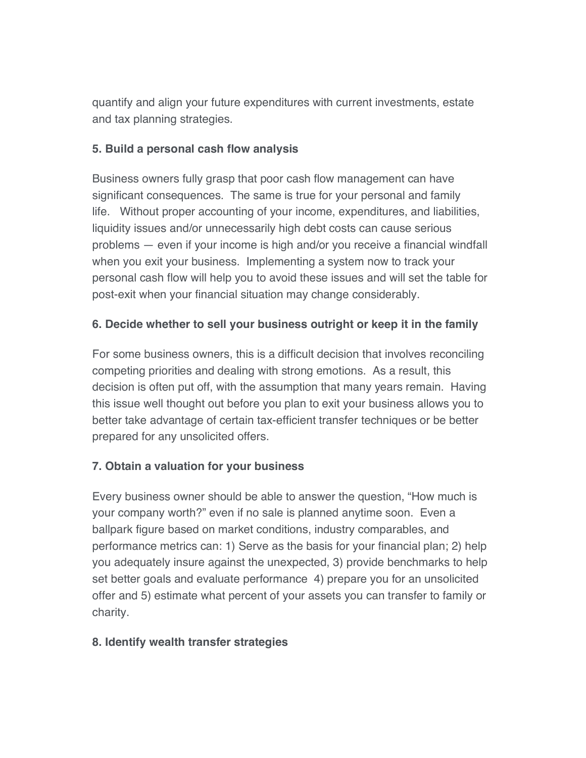quantify and align your future expenditures with current investments, estate and tax planning strategies.

**5. Build a personal cash flow analysis**

Business owners fully grasp that poor cash flow management can have significant consequences. The same is true for your personal and family life. Without proper accounting of your income, expenditures, and liabilities, liquidity issues and/or unnecessarily high debt costs can cause serious problems — even if your income is high and/or you receive a financial windfall when you exit your business. Implementing a system now to track your personal cash flow will help you to avoid these issues and will set the table for post-exit when your financial situation may change considerably.

**6. Decide whether to sell your business outright or keep it in the family**

For some business owners, this is a difficult decision that involves reconciling competing priorities and dealing with strong emotions. As a result, this decision is often put off, with the assumption that many years remain. Having this issue well thought out before you plan to exit your business allows you to better take advantage of certain tax-efficient transfer techniques or be better prepared for any unsolicited offers.

**7. Obtain a valuation for your business**

Every business owner should be able to answer the question, "How much is your company worth?" even if no sale is planned anytime soon. Even a ballpark figure based on market conditions, industry comparables, and performance metrics can: 1) Serve as the basis for your financial plan; 2) help you adequately insure against the unexpected, 3) provide benchmarks to help set better goals and evaluate performance 4) prepare you for an unsolicited offer and 5) estimate what percent of your assets you can transfer to family or charity.

**8. Identify wealth transfer strategies**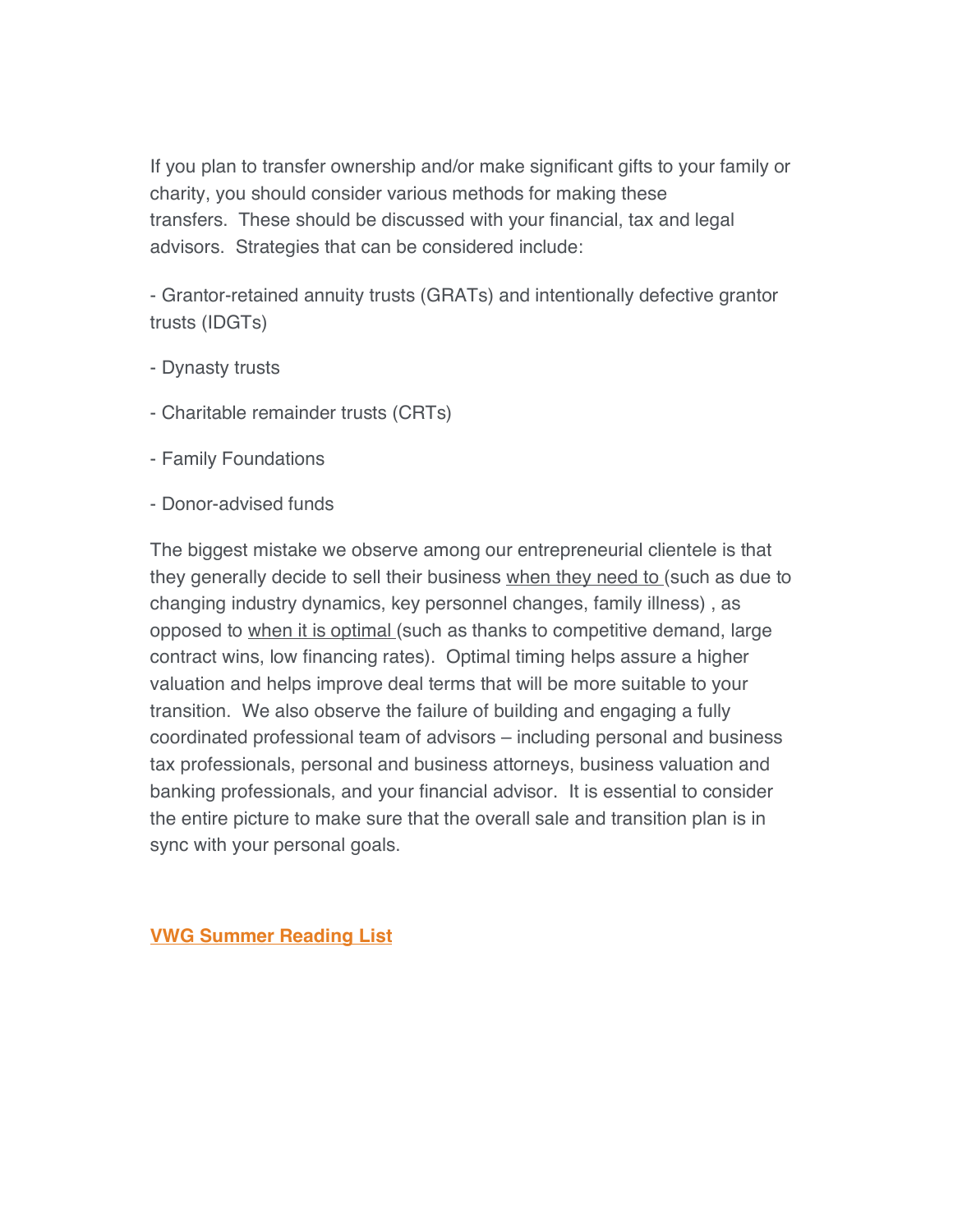If you plan to transfer ownership and/or make significant gifts to your family or charity, you should consider various methods for making these transfers.  These should be discussed with your financial, tax and legal advisors.  Strategies that can be considered include:

- Grantor-retained annuity trusts (GRATs) and intentionally defective grantor trusts (IDGTs)

- Dynasty trusts

- Charitable remainder trusts (CRTs)

- Family Foundations

- Donor-advised funds

The biggest mistake we observe among our entrepreneurial clientele is that they generally decide to sell their business when they need to (such as due to changing industry dynamics, key personnel changes, family illness) , as opposed to when it is optimal (such as thanks to competitive demand, large contract wins, low financing rates).  Optimal timing helps assure a higher valuation and helps improve deal terms that will be more suitable to your transition.  We also observe the failure of building and engaging a fully coordinated professional team of advisors – including personal and business tax professionals, personal and business attorneys, business valuation and banking professionals, and your financial advisor.  It is essential to consider the entire picture to make sure that the overall sale and transition plan is in sync with your personal goals.

**VWG Summer Reading List**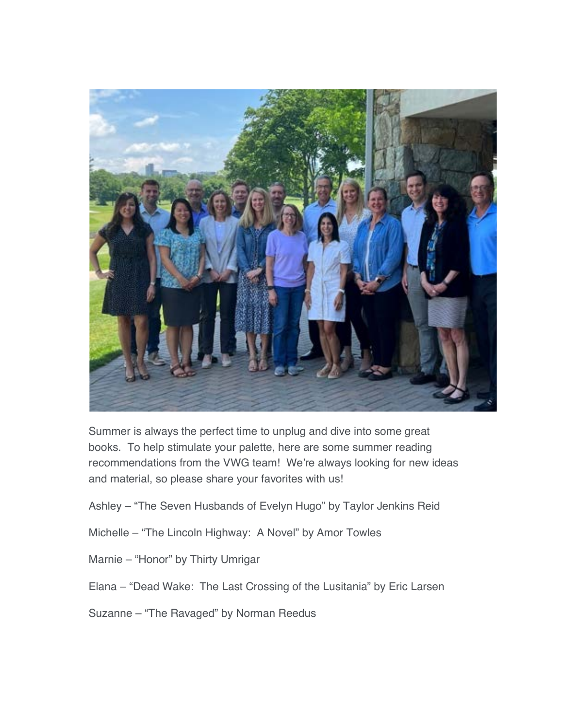Summer is always the perfect time to unplug and dive into some great books.  To help stimulate your palette, here are some summer reading recommendations from the VWG team!  We're always looking for new ideas and material, so please share your favorites with us!

Ashley – "The Seven Husbands of Evelyn Hugo" by Taylor Jenkins Reid

Michelle – "The Lincoln Highway:  A Novel" by Amor Towles

Marnie – "Honor" by Thirty Umrigar

Elana – "Dead Wake:  The Last Crossing of the Lusitania" by Eric Larsen

Suzanne – "The Ravaged" by Norman Reedus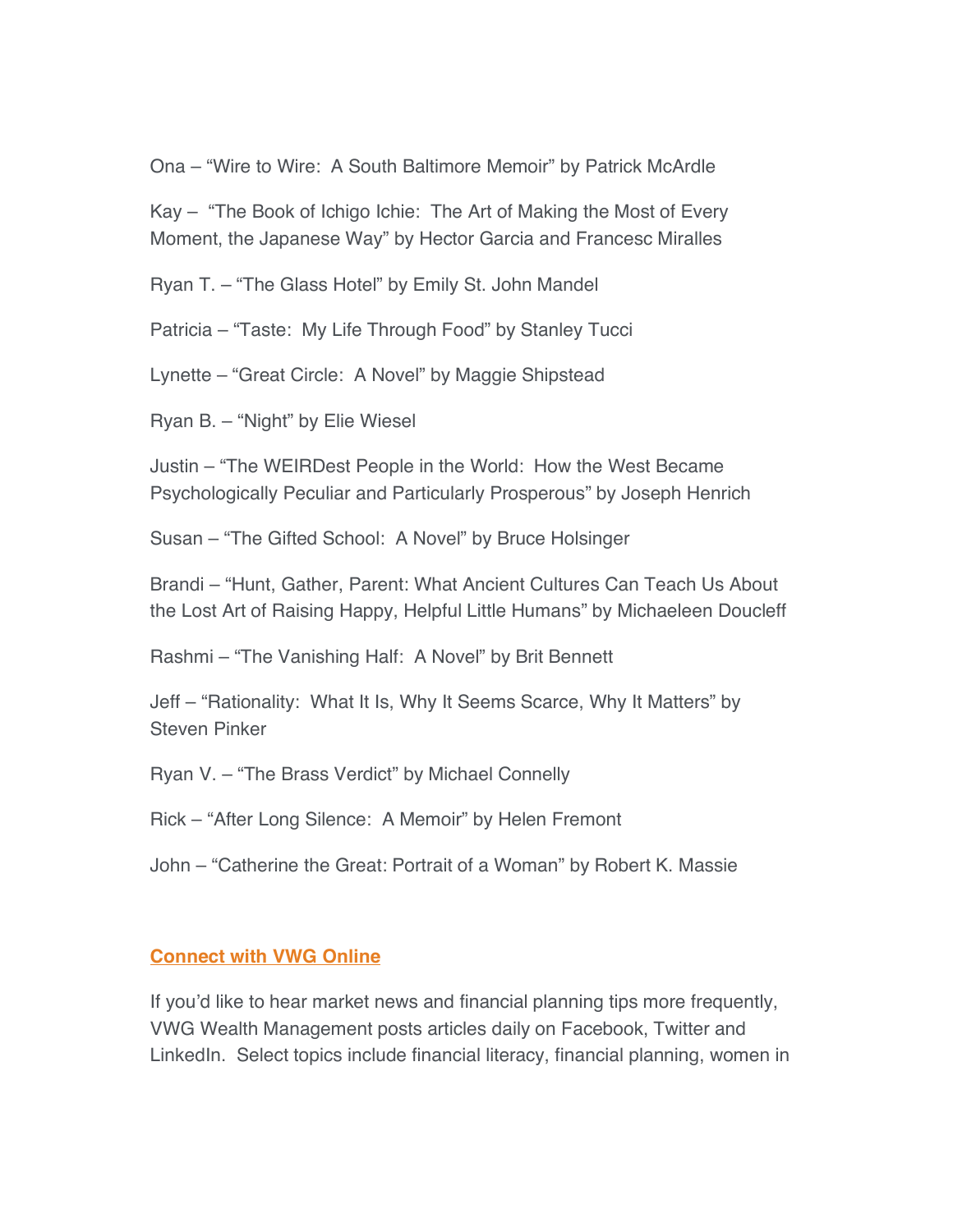Ona – “Wire to Wire: A South Baltimore Memoir” by Patrick McArdle

Kay – “The Book of Ichigo Ichie: The Art of Making the Most of Every Moment, the Japanese Way” by Hector Garcia and Francesc Miralles

Ryan T. – “The Glass Hotel” by Emily St. John Mandel

Patricia – “Taste: My Life Through Food” by Stanley Tucci

Lynette – “Great Circle: A Novel” by Maggie Shipstead

Ryan B. – “Night” by Elie Wiesel

Justin – “The WEIRDest People in the World: How the West Became Psychologically Peculiar and Particularly Prosperous” by Joseph Henrich

Susan – “The Gifted School: A Novel” by Bruce Holsinger

Brandi – “Hunt, Gather, Parent: What Ancient Cultures Can Teach Us About the Lost Art of Raising Happy, Helpful Little Humans” by Michaeleen Doucleff

Rashmi – “The Vanishing Half: A Novel” by Brit Bennett

Jeff – “Rationality: What It Is, Why It Seems Scarce, Why It Matters” by Steven Pinker

Ryan V. – “The Brass Verdict” by Michael Connelly

Rick – “After Long Silence: A Memoir” by Helen Fremont

John – “Catherine the Great: Portrait of a Woman” by Robert K. Massie

**Connect with VWG Online**

If you’d like to hear market news and financial planning tips more frequently, VWG Wealth Management posts articles daily on Facebook, Twitter and LinkedIn. Select topics include financial literacy, financial planning, women in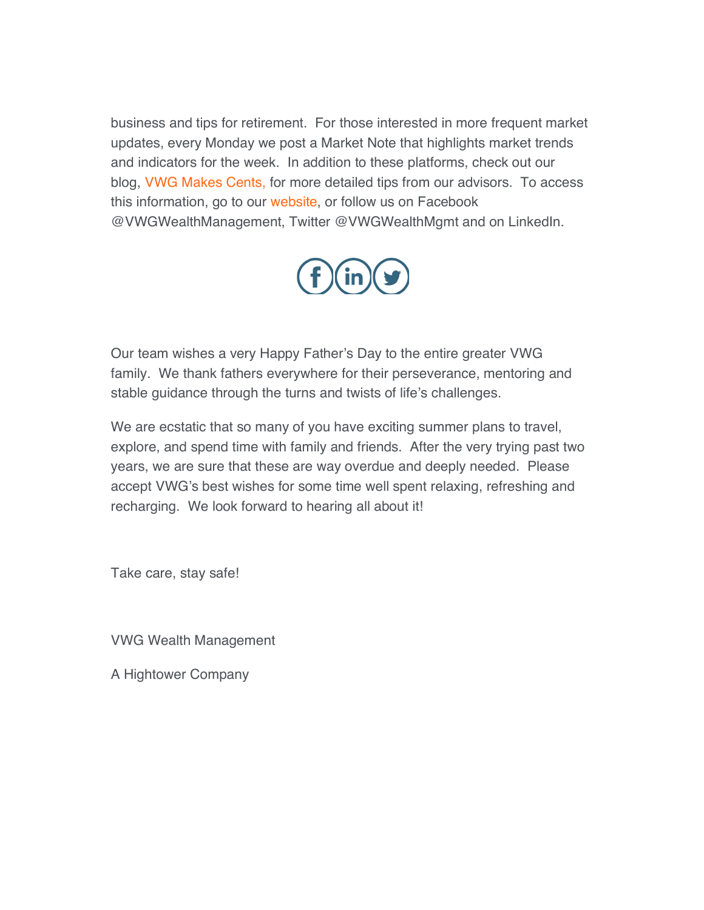business and tips for retirement. For those interested in more frequent market updates, every Monday we post a Market Note that highlights market trends and indicators for the week. In addition to these platforms, check out our blog, VWG Makes Cents, for more detailed tips from our advisors. To access this information, go to our website, or follow us on Facebook @VWGWealthManagement, Twitter @VWGWealthMgmt and on LinkedIn.

Our team wishes a very Happy Father's Day to the entire greater VWG family. We thank fathers everywhere for their perseverance, mentoring and stable guidance through the turns and twists of life's challenges.

We are ecstatic that so many of you have exciting summer plans to travel, explore, and spend time with family and friends. After the very trying past two years, we are sure that these are way overdue and deeply needed. Please accept VWG's best wishes for some time well spent relaxing, refreshing and recharging. We look forward to hearing all about it!

Take care, stay safe!

VWG Wealth Management

A Hightower Company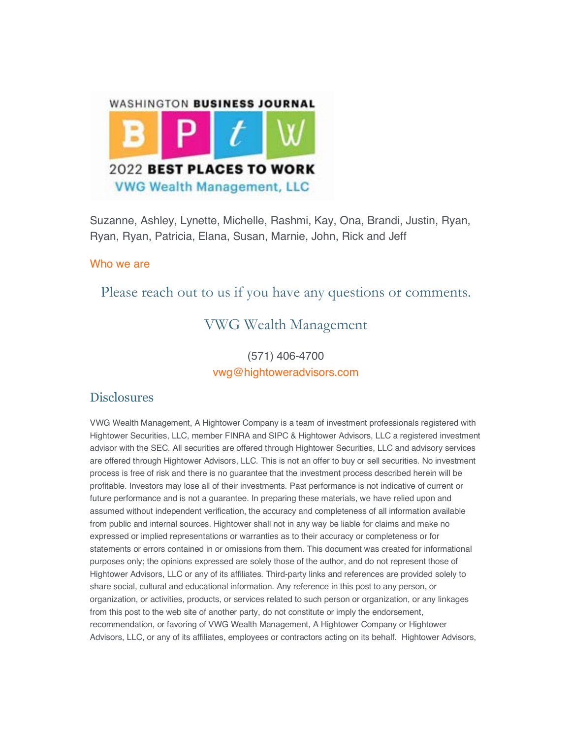WASHINGTON BUSINESS JOURNAL

2022 BEST PLACES TO WORK

VWG Wealth Management, LLC

Suzanne, Ashley, Lynette, Michelle, Rashmi, Kay, Ona, Brandi, Justin, Ryan, Ryan, Ryan, Patricia, Elana, Susan, Marnie, John, Rick and Jeff

Who we are

Please reach out to us if you have any questions or comments.

VWG Wealth Management

(571) 406-4700

vwg@hightoweradvisors.com

## Disclosures

VWG Wealth Management, A Hightower Company is a team of investment professionals registered with Hightower Securities, LLC, member FINRA and SIPC & Hightower Advisors, LLC a registered investment advisor with the SEC. All securities are offered through Hightower Securities, LLC and advisory services are offered through Hightower Advisors, LLC. This is not an offer to buy or sell securities. No investment process is free of risk and there is no guarantee that the investment process described herein will be profitable. Investors may lose all of their investments. Past performance is not indicative of current or future performance and is not a guarantee. In preparing these materials, we have relied upon and assumed without independent verification, the accuracy and completeness of all information available from public and internal sources. Hightower shall not in any way be liable for claims and make no expressed or implied representations or warranties as to their accuracy or completeness or for statements or errors contained in or omissions from them. This document was created for informational purposes only; the opinions expressed are solely those of the author, and do not represent those of Hightower Advisors, LLC or any of its affiliates. Third-party links and references are provided solely to share social, cultural and educational information. Any reference in this post to any person, or organization, or activities, products, or services related to such person or organization, or any linkages from this post to the web site of another party, do not constitute or imply the endorsement, recommendation, or favoring of VWG Wealth Management, A Hightower Company or Hightower Advisors, LLC, or any of its affiliates, employees or contractors acting on its behalf. Hightower Advisors,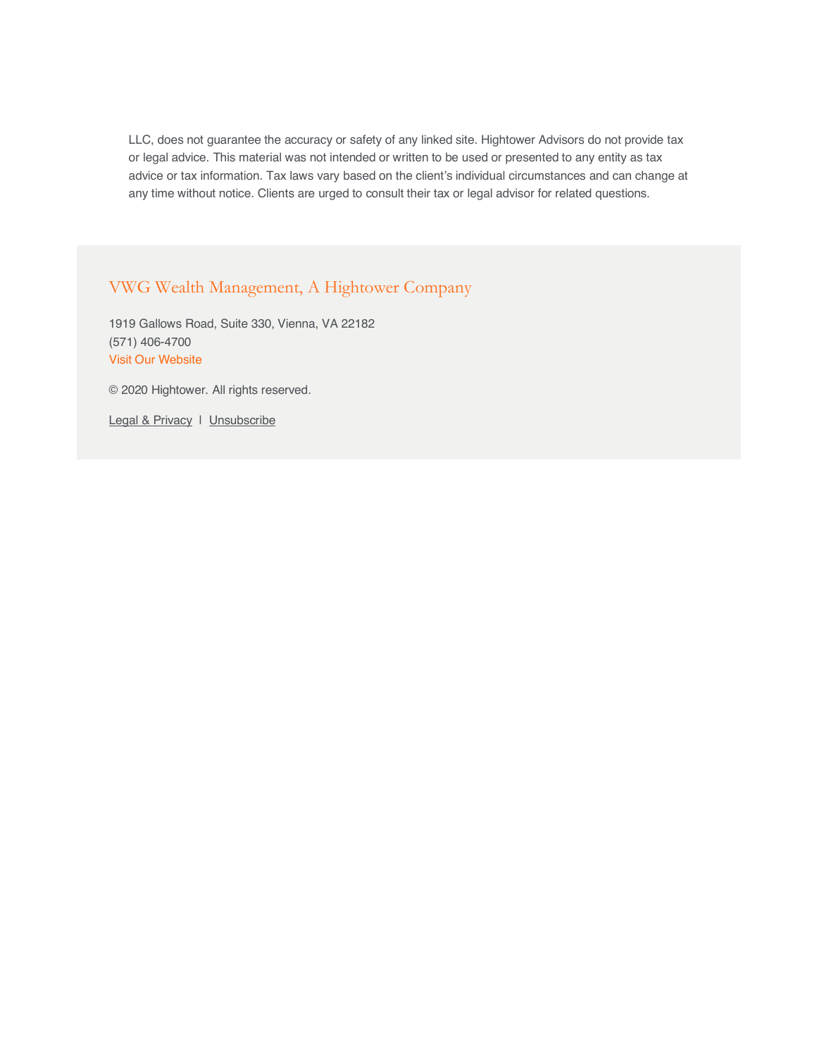LLC, does not guarantee the accuracy or safety of any linked site. Hightower Advisors do not provide tax or legal advice. This material was not intended or written to be used or presented to any entity as tax advice or tax information. Tax laws vary based on the client's individual circumstances and can change at any time without notice. Clients are urged to consult their tax or legal advisor for related questions.

## VWG Wealth Management, A Hightower Company

1919 Gallows Road, Suite 330, Vienna, VA 22182
(571) 406-4700
Visit Our Website

© 2020 Hightower. All rights reserved.

Legal & Privacy | Unsubscribe